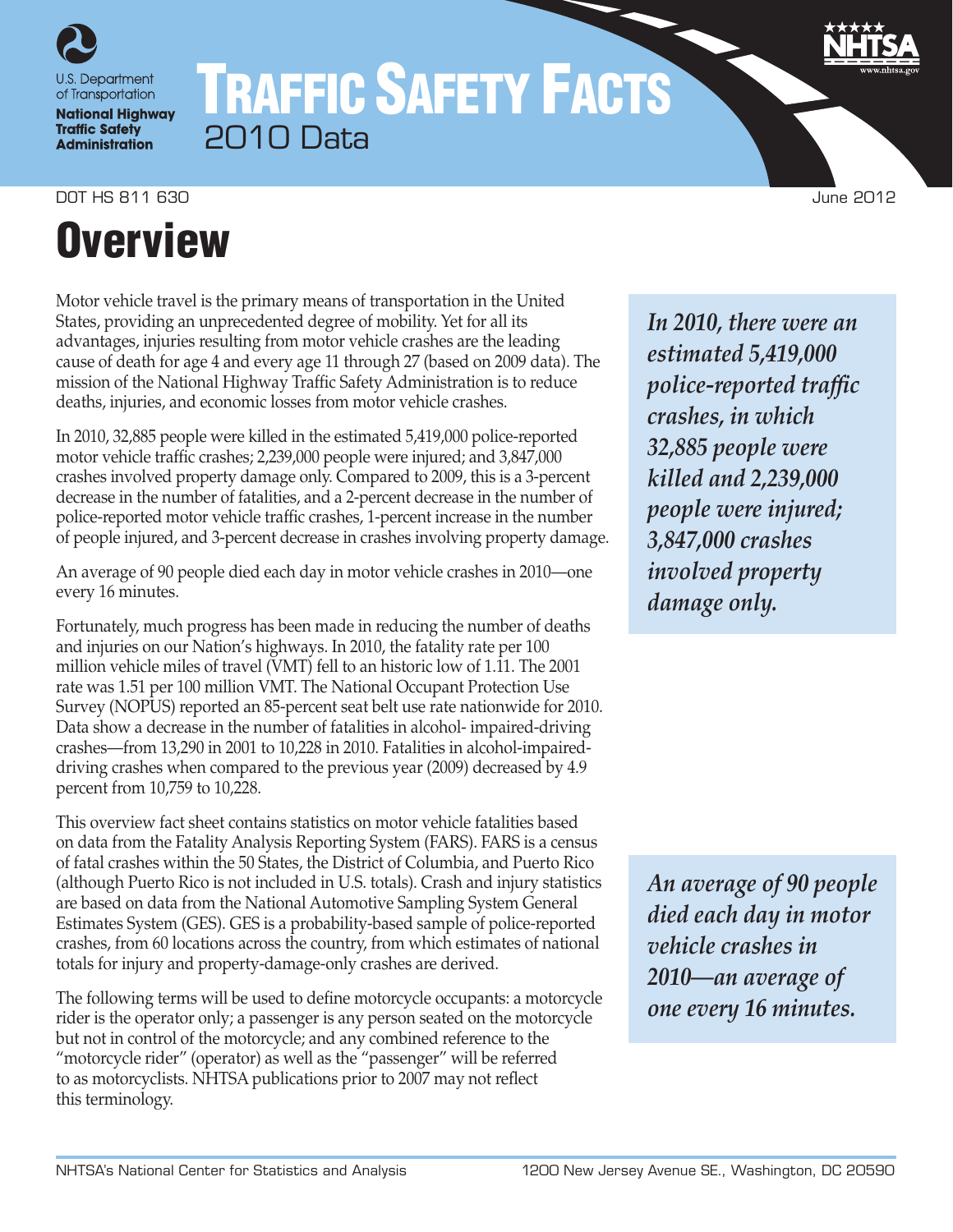U.S. Department of Transportation
**National Highway Traffic Safety Administration**

# TRAFFIC SAFETY FACTS
## 2010 Data

DOT HS 811 630 June 2012

# Overview

Motor vehicle travel is the primary means of transportation in the United States, providing an unprecedented degree of mobility. Yet for all its advantages, injuries resulting from motor vehicle crashes are the leading cause of death for age 4 and every age 11 through 27 (based on 2009 data). The mission of the National Highway Traffic Safety Administration is to reduce deaths, injuries, and economic losses from motor vehicle crashes.

*In 2010, there were an estimated 5,419,000 police-reported traffic crashes, in which 32,885 people were killed and 2,239,000 people were injured; 3,847,000 crashes involved property damage only.*

In 2010, 32,885 people were killed in the estimated 5,419,000 police-reported motor vehicle traffic crashes; 2,239,000 people were injured; and 3,847,000 crashes involved property damage only. Compared to 2009, this is a 3-percent decrease in the number of fatalities, and a 2-percent decrease in the number of police-reported motor vehicle traffic crashes, 1-percent increase in the number of people injured, and 3-percent decrease in crashes involving property damage.

An average of 90 people died each day in motor vehicle crashes in 2010—one every 16 minutes.

Fortunately, much progress has been made in reducing the number of deaths and injuries on our Nation's highways. In 2010, the fatality rate per 100 million vehicle miles of travel (VMT) fell to an historic low of 1.11. The 2001 rate was 1.51 per 100 million VMT. The National Occupant Protection Use Survey (NOPUS) reported an 85-percent seat belt use rate nationwide for 2010. Data show a decrease in the number of fatalities in alcohol- impaired-driving crashes—from 13,290 in 2001 to 10,228 in 2010. Fatalities in alcohol-impaired-driving crashes when compared to the previous year (2009) decreased by 4.9 percent from 10,759 to 10,228.

This overview fact sheet contains statistics on motor vehicle fatalities based on data from the Fatality Analysis Reporting System (FARS). FARS is a census of fatal crashes within the 50 States, the District of Columbia, and Puerto Rico (although Puerto Rico is not included in U.S. totals). Crash and injury statistics are based on data from the National Automotive Sampling System General Estimates System (GES). GES is a probability-based sample of police-reported crashes, from 60 locations across the country, from which estimates of national totals for injury and property-damage-only crashes are derived.

*An average of 90 people died each day in motor vehicle crashes in 2010—an average of one every 16 minutes.*

The following terms will be used to define motorcycle occupants: a motorcycle rider is the operator only; a passenger is any person seated on the motorcycle but not in control of the motorcycle; and any combined reference to the "motorcycle rider" (operator) as well as the "passenger" will be referred to as motorcyclists. NHTSA publications prior to 2007 may not reflect this terminology.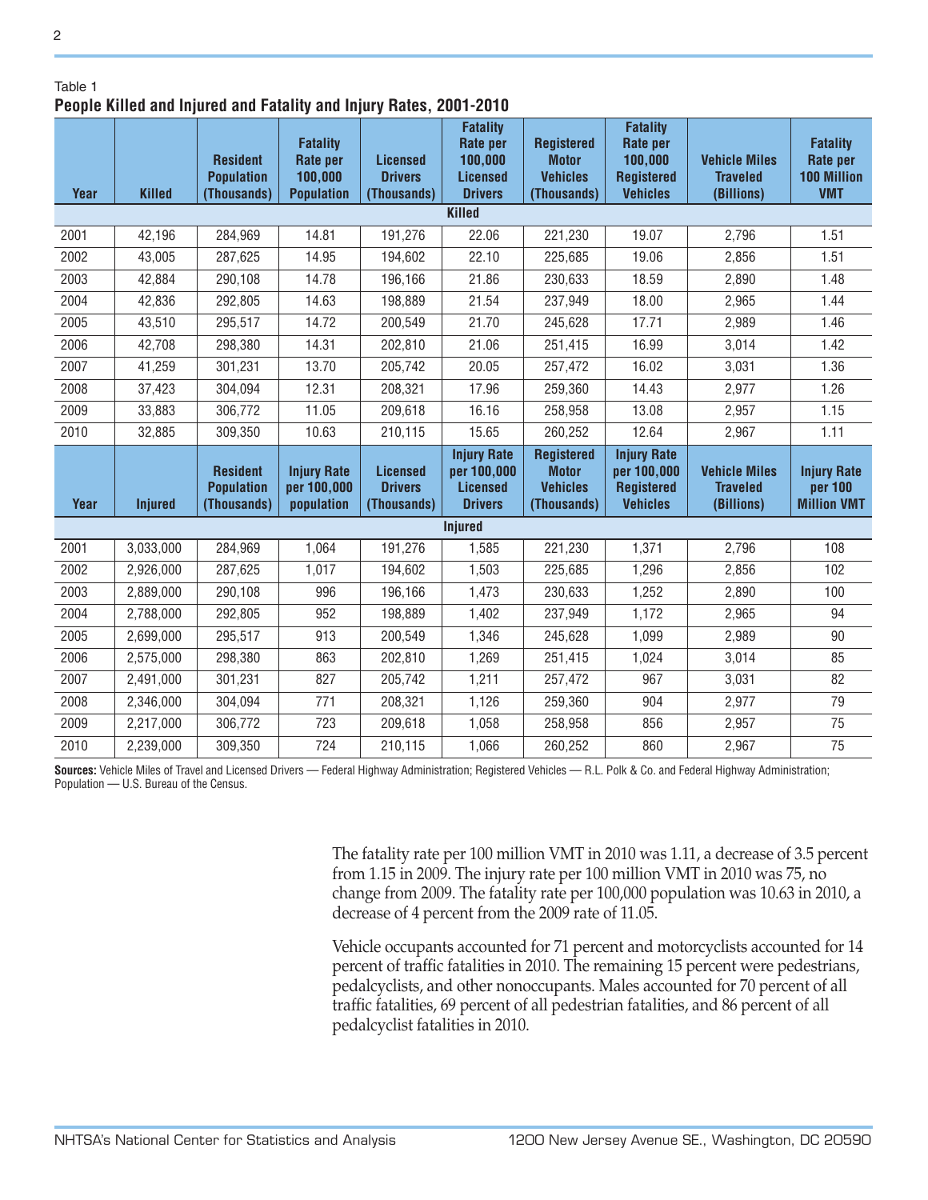Table 1

**People Killed and Injured and Fatality and Injury Rates, 2001-2010**

| Year | Killed | Resident Population (Thousands) | Fatality Rate per 100,000 Population | Licensed Drivers (Thousands) | Fatality Rate per 100,000 Licensed Drivers | Registered Motor Vehicles (Thousands) | Fatality Rate per 100,000 Registered Vehicles | Vehicle Miles Traveled (Billions) | Fatality Rate per 100 Million VMT |
|---|---|---|---|---|---|---|---|---|---|
| **Killed** | | | | | | | | | |
| 2001 | 42,196 | 284,969 | 14.81 | 191,276 | 22.06 | 221,230 | 19.07 | 2,796 | 1.51 |
| 2002 | 43,005 | 287,625 | 14.95 | 194,602 | 22.10 | 225,685 | 19.06 | 2,856 | 1.51 |
| 2003 | 42,884 | 290,108 | 14.78 | 196,166 | 21.86 | 230,633 | 18.59 | 2,890 | 1.48 |
| 2004 | 42,836 | 292,805 | 14.63 | 198,889 | 21.54 | 237,949 | 18.00 | 2,965 | 1.44 |
| 2005 | 43,510 | 295,517 | 14.72 | 200,549 | 21.70 | 245,628 | 17.71 | 2,989 | 1.46 |
| 2006 | 42,708 | 298,380 | 14.31 | 202,810 | 21.06 | 251,415 | 16.99 | 3,014 | 1.42 |
| 2007 | 41,259 | 301,231 | 13.70 | 205,742 | 20.05 | 257,472 | 16.02 | 3,031 | 1.36 |
| 2008 | 37,423 | 304,094 | 12.31 | 208,321 | 17.96 | 259,360 | 14.43 | 2,977 | 1.26 |
| 2009 | 33,883 | 306,772 | 11.05 | 209,618 | 16.16 | 258,958 | 13.08 | 2,957 | 1.15 |
| 2010 | 32,885 | 309,350 | 10.63 | 210,115 | 15.65 | 260,252 | 12.64 | 2,967 | 1.11 |
| **Year** | **Injured** | **Resident Population (Thousands)** | **Injury Rate per 100,000 population** | **Licensed Drivers (Thousands)** | **Injury Rate per 100,000 Licensed Drivers** | **Registered Motor Vehicles (Thousands)** | **Injury Rate per 100,000 Registered Vehicles** | **Vehicle Miles Traveled (Billions)** | **Injury Rate per 100 Million VMT** |
| **Injured** | | | | | | | | | |
| 2001 | 3,033,000 | 284,969 | 1,064 | 191,276 | 1,585 | 221,230 | 1,371 | 2,796 | 108 |
| 2002 | 2,926,000 | 287,625 | 1,017 | 194,602 | 1,503 | 225,685 | 1,296 | 2,856 | 102 |
| 2003 | 2,889,000 | 290,108 | 996 | 196,166 | 1,473 | 230,633 | 1,252 | 2,890 | 100 |
| 2004 | 2,788,000 | 292,805 | 952 | 198,889 | 1,402 | 237,949 | 1,172 | 2,965 | 94 |
| 2005 | 2,699,000 | 295,517 | 913 | 200,549 | 1,346 | 245,628 | 1,099 | 2,989 | 90 |
| 2006 | 2,575,000 | 298,380 | 863 | 202,810 | 1,269 | 251,415 | 1,024 | 3,014 | 85 |
| 2007 | 2,491,000 | 301,231 | 827 | 205,742 | 1,211 | 257,472 | 967 | 3,031 | 82 |
| 2008 | 2,346,000 | 304,094 | 771 | 208,321 | 1,126 | 259,360 | 904 | 2,977 | 79 |
| 2009 | 2,217,000 | 306,772 | 723 | 209,618 | 1,058 | 258,958 | 856 | 2,957 | 75 |
| 2010 | 2,239,000 | 309,350 | 724 | 210,115 | 1,066 | 260,252 | 860 | 2,967 | 75 |

**Sources:** Vehicle Miles of Travel and Licensed Drivers — Federal Highway Administration; Registered Vehicles — R.L. Polk & Co. and Federal Highway Administration; Population — U.S. Bureau of the Census.

The fatality rate per 100 million VMT in 2010 was 1.11, a decrease of 3.5 percent from 1.15 in 2009. The injury rate per 100 million VMT in 2010 was 75, no change from 2009. The fatality rate per 100,000 population was 10.63 in 2010, a decrease of 4 percent from the 2009 rate of 11.05.

Vehicle occupants accounted for 71 percent and motorcyclists accounted for 14 percent of traffic fatalities in 2010. The remaining 15 percent were pedestrians, pedalcyclists, and other nonoccupants. Males accounted for 70 percent of all traffic fatalities, 69 percent of all pedestrian fatalities, and 86 percent of all pedalcyclist fatalities in 2010.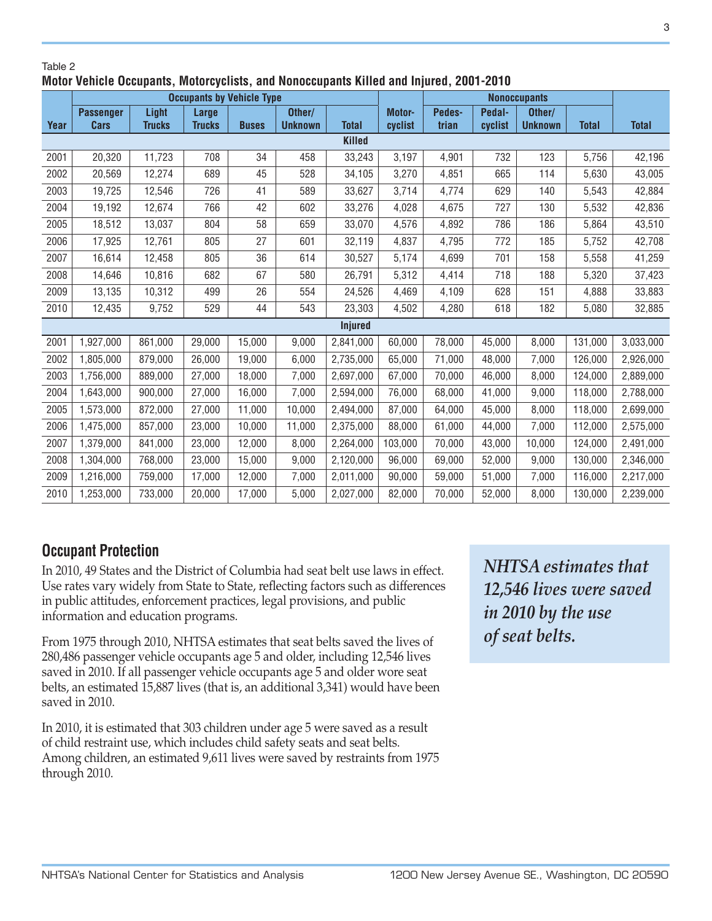Table 2

**Motor Vehicle Occupants, Motorcyclists, and Nonoccupants Killed and Injured, 2001-2010**

| Year | Occupants by Vehicle Type | | | | | | Motor-cyclist | Nonoccupants | | | | Total |
|---|---|---|---|---|---|---|---|---|---|---|---|---|
| | Passenger Cars | Light Trucks | Large Trucks | Buses | Other/ Unknown | Total | | Pedes-trian | Pedal-cyclist | Other/ Unknown | Total | |
| | | | | | | **Killed** | | | | | | |
| 2001 | 20,320 | 11,723 | 708 | 34 | 458 | 33,243 | 3,197 | 4,901 | 732 | 123 | 5,756 | 42,196 |
| 2002 | 20,569 | 12,274 | 689 | 45 | 528 | 34,105 | 3,270 | 4,851 | 665 | 114 | 5,630 | 43,005 |
| 2003 | 19,725 | 12,546 | 726 | 41 | 589 | 33,627 | 3,714 | 4,774 | 629 | 140 | 5,543 | 42,884 |
| 2004 | 19,192 | 12,674 | 766 | 42 | 602 | 33,276 | 4,028 | 4,675 | 727 | 130 | 5,532 | 42,836 |
| 2005 | 18,512 | 13,037 | 804 | 58 | 659 | 33,070 | 4,576 | 4,892 | 786 | 186 | 5,864 | 43,510 |
| 2006 | 17,925 | 12,761 | 805 | 27 | 601 | 32,119 | 4,837 | 4,795 | 772 | 185 | 5,752 | 42,708 |
| 2007 | 16,614 | 12,458 | 805 | 36 | 614 | 30,527 | 5,174 | 4,699 | 701 | 158 | 5,558 | 41,259 |
| 2008 | 14,646 | 10,816 | 682 | 67 | 580 | 26,791 | 5,312 | 4,414 | 718 | 188 | 5,320 | 37,423 |
| 2009 | 13,135 | 10,312 | 499 | 26 | 554 | 24,526 | 4,469 | 4,109 | 628 | 151 | 4,888 | 33,883 |
| 2010 | 12,435 | 9,752 | 529 | 44 | 543 | 23,303 | 4,502 | 4,280 | 618 | 182 | 5,080 | 32,885 |
| | | | | | | **Injured** | | | | | | |
| 2001 | 1,927,000 | 861,000 | 29,000 | 15,000 | 9,000 | 2,841,000 | 60,000 | 78,000 | 45,000 | 8,000 | 131,000 | 3,033,000 |
| 2002 | 1,805,000 | 879,000 | 26,000 | 19,000 | 6,000 | 2,735,000 | 65,000 | 71,000 | 48,000 | 7,000 | 126,000 | 2,926,000 |
| 2003 | 1,756,000 | 889,000 | 27,000 | 18,000 | 7,000 | 2,697,000 | 67,000 | 70,000 | 46,000 | 8,000 | 124,000 | 2,889,000 |
| 2004 | 1,643,000 | 900,000 | 27,000 | 16,000 | 7,000 | 2,594,000 | 76,000 | 68,000 | 41,000 | 9,000 | 118,000 | 2,788,000 |
| 2005 | 1,573,000 | 872,000 | 27,000 | 11,000 | 10,000 | 2,494,000 | 87,000 | 64,000 | 45,000 | 8,000 | 118,000 | 2,699,000 |
| 2006 | 1,475,000 | 857,000 | 23,000 | 10,000 | 11,000 | 2,375,000 | 88,000 | 61,000 | 44,000 | 7,000 | 112,000 | 2,575,000 |
| 2007 | 1,379,000 | 841,000 | 23,000 | 12,000 | 8,000 | 2,264,000 | 103,000 | 70,000 | 43,000 | 10,000 | 124,000 | 2,491,000 |
| 2008 | 1,304,000 | 768,000 | 23,000 | 15,000 | 9,000 | 2,120,000 | 96,000 | 69,000 | 52,000 | 9,000 | 130,000 | 2,346,000 |
| 2009 | 1,216,000 | 759,000 | 17,000 | 12,000 | 7,000 | 2,011,000 | 90,000 | 59,000 | 51,000 | 7,000 | 116,000 | 2,217,000 |
| 2010 | 1,253,000 | 733,000 | 20,000 | 17,000 | 5,000 | 2,027,000 | 82,000 | 70,000 | 52,000 | 8,000 | 130,000 | 2,239,000 |

## Occupant Protection

In 2010, 49 States and the District of Columbia had seat belt use laws in effect. Use rates vary widely from State to State, reflecting factors such as differences in public attitudes, enforcement practices, legal provisions, and public information and education programs.

From 1975 through 2010, NHTSA estimates that seat belts saved the lives of 280,486 passenger vehicle occupants age 5 and older, including 12,546 lives saved in 2010. If all passenger vehicle occupants age 5 and older wore seat belts, an estimated 15,887 lives (that is, an additional 3,341) would have been saved in 2010.

In 2010, it is estimated that 303 children under age 5 were saved as a result of child restraint use, which includes child safety seats and seat belts. Among children, an estimated 9,611 lives were saved by restraints from 1975 through 2010.

*NHTSA estimates that 12,546 lives were saved in 2010 by the use of seat belts.*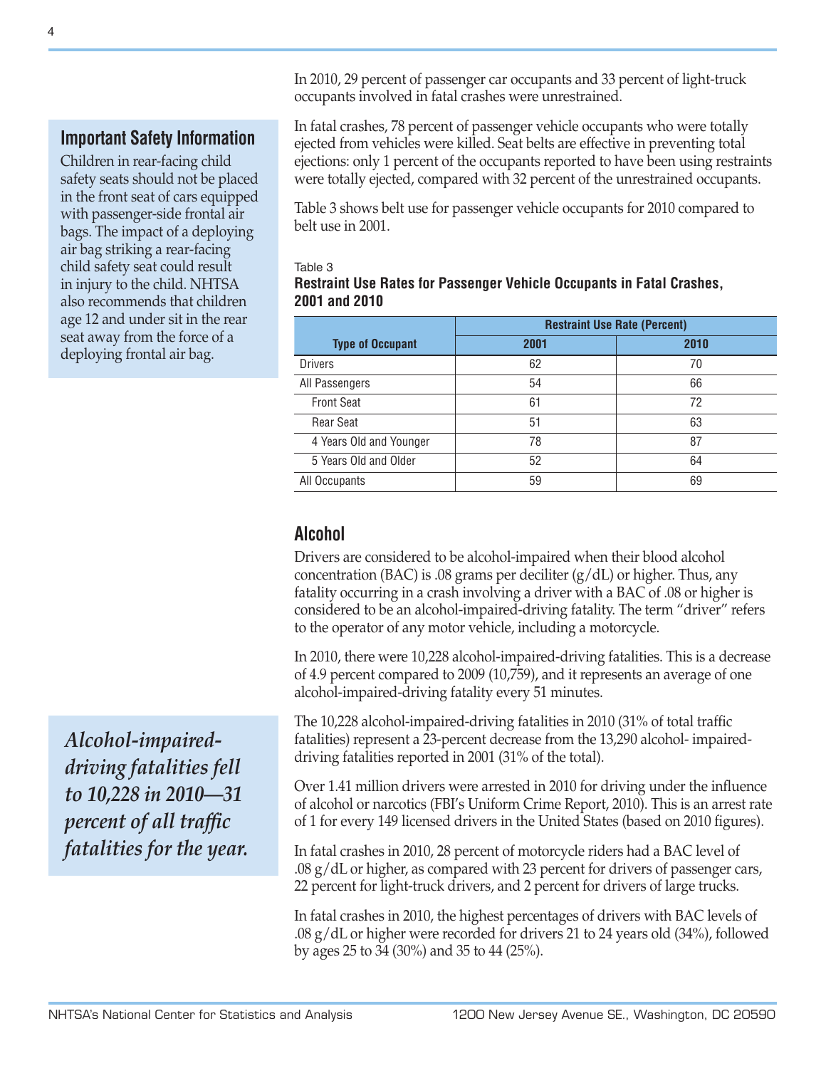In 2010, 29 percent of passenger car occupants and 33 percent of light-truck occupants involved in fatal crashes were unrestrained.

### Important Safety Information

Children in rear-facing child safety seats should not be placed in the front seat of cars equipped with passenger-side frontal air bags. The impact of a deploying air bag striking a rear-facing child safety seat could result in injury to the child. NHTSA also recommends that children age 12 and under sit in the rear seat away from the force of a deploying frontal air bag.

In fatal crashes, 78 percent of passenger vehicle occupants who were totally ejected from vehicles were killed. Seat belts are effective in preventing total ejections: only 1 percent of the occupants reported to have been using restraints were totally ejected, compared with 32 percent of the unrestrained occupants.

Table 3 shows belt use for passenger vehicle occupants for 2010 compared to belt use in 2001.

Table 3
**Restraint Use Rates for Passenger Vehicle Occupants in Fatal Crashes, 2001 and 2010**

| Type of Occupant | Restraint Use Rate (Percent) | |
|---|---|---|
| | 2001 | 2010 |
| Drivers | 62 | 70 |
| All Passengers | 54 | 66 |
| Front Seat | 61 | 72 |
| Rear Seat | 51 | 63 |
| 4 Years Old and Younger | 78 | 87 |
| 5 Years Old and Older | 52 | 64 |
| All Occupants | 59 | 69 |

## Alcohol

Drivers are considered to be alcohol-impaired when their blood alcohol concentration (BAC) is .08 grams per deciliter (g/dL) or higher. Thus, any fatality occurring in a crash involving a driver with a BAC of .08 or higher is considered to be an alcohol-impaired-driving fatality. The term "driver" refers to the operator of any motor vehicle, including a motorcycle.

In 2010, there were 10,228 alcohol-impaired-driving fatalities. This is a decrease of 4.9 percent compared to 2009 (10,759), and it represents an average of one alcohol-impaired-driving fatality every 51 minutes.

*Alcohol-impaired-driving fatalities fell to 10,228 in 2010—31 percent of all traffic fatalities for the year.*

The 10,228 alcohol-impaired-driving fatalities in 2010 (31% of total traffic fatalities) represent a 23-percent decrease from the 13,290 alcohol- impaired-driving fatalities reported in 2001 (31% of the total).

Over 1.41 million drivers were arrested in 2010 for driving under the influence of alcohol or narcotics (FBI's Uniform Crime Report, 2010). This is an arrest rate of 1 for every 149 licensed drivers in the United States (based on 2010 figures).

In fatal crashes in 2010, 28 percent of motorcycle riders had a BAC level of .08 g/dL or higher, as compared with 23 percent for drivers of passenger cars, 22 percent for light-truck drivers, and 2 percent for drivers of large trucks.

In fatal crashes in 2010, the highest percentages of drivers with BAC levels of .08 g/dL or higher were recorded for drivers 21 to 24 years old (34%), followed by ages 25 to 34 (30%) and 35 to 44 (25%).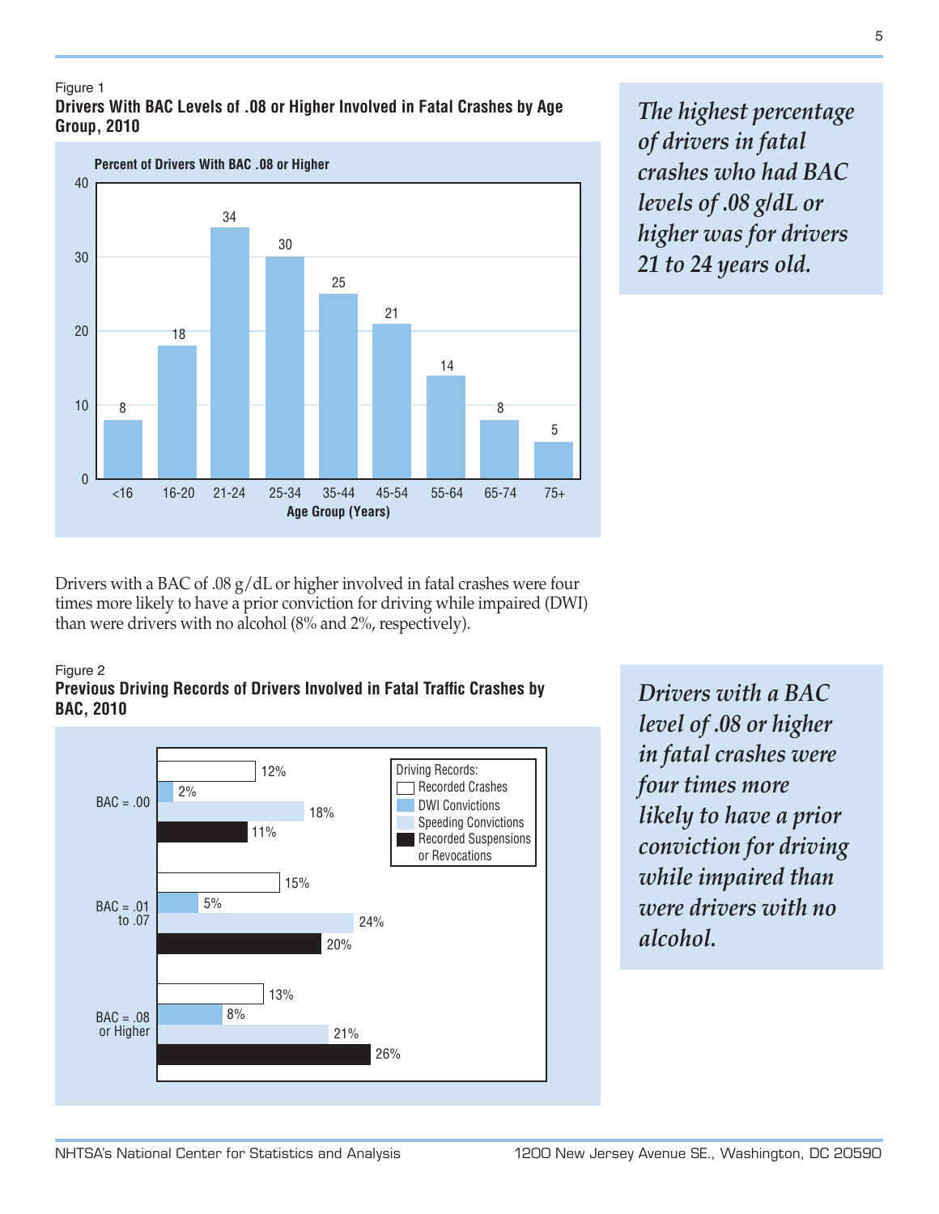Figure 1

**Drivers With BAC Levels of .08 or Higher Involved in Fatal Crashes by Age Group, 2010**

Percent of Drivers With BAC .08 or Higher

40
30
20
10
0

8
18
34
30
25
21
14
8
5

<16
16-20
21-24
25-34
35-44
45-54
55-64
65-74
75+

Age Group (Years)

*The highest percentage of drivers in fatal crashes who had BAC levels of .08 g/dL or higher was for drivers 21 to 24 years old.*

Drivers with a BAC of .08 g/dL or higher involved in fatal crashes were four times more likely to have a prior conviction for driving while impaired (DWI) than were drivers with no alcohol (8% and 2%, respectively).

Figure 2

**Previous Driving Records of Drivers Involved in Fatal Traffic Crashes by BAC, 2010**

Driving Records:
Recorded Crashes
DWI Convictions
Speeding Convictions
Recorded Suspensions or Revocations

BAC = .00
12%
2%
18%
11%

BAC = .01 to .07
15%
5%
24%
20%

BAC = .08 or Higher
13%
8%
21%
26%

*Drivers with a BAC level of .08 or higher in fatal crashes were four times more likely to have a prior conviction for driving while impaired than were drivers with no alcohol.*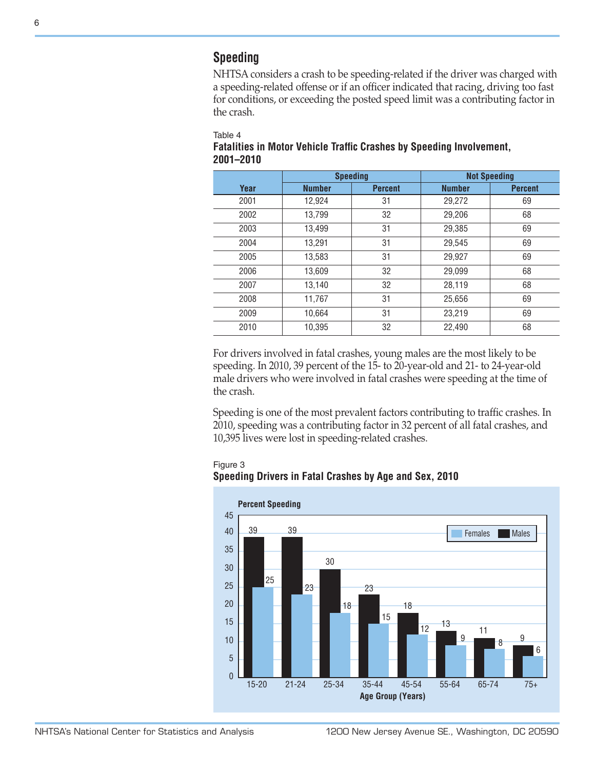## Speeding

NHTSA considers a crash to be speeding-related if the driver was charged with a speeding-related offense or if an officer indicated that racing, driving too fast for conditions, or exceeding the posted speed limit was a contributing factor in the crash.

Table 4

**Fatalities in Motor Vehicle Traffic Crashes by Speeding Involvement, 2001–2010**

| | Speeding | | Not Speeding | |
|---|---|---|---|---|
| Year | Number | Percent | Number | Percent |
| 2001 | 12,924 | 31 | 29,272 | 69 |
| 2002 | 13,799 | 32 | 29,206 | 68 |
| 2003 | 13,499 | 31 | 29,385 | 69 |
| 2004 | 13,291 | 31 | 29,545 | 69 |
| 2005 | 13,583 | 31 | 29,927 | 69 |
| 2006 | 13,609 | 32 | 29,099 | 68 |
| 2007 | 13,140 | 32 | 28,119 | 68 |
| 2008 | 11,767 | 31 | 25,656 | 69 |
| 2009 | 10,664 | 31 | 23,219 | 69 |
| 2010 | 10,395 | 32 | 22,490 | 68 |

For drivers involved in fatal crashes, young males are the most likely to be speeding. In 2010, 39 percent of the 15- to 20-year-old and 21- to 24-year-old male drivers who were involved in fatal crashes were speeding at the time of the crash.

Speeding is one of the most prevalent factors contributing to traffic crashes. In 2010, speeding was a contributing factor in 32 percent of all fatal crashes, and 10,395 lives were lost in speeding-related crashes.

Figure 3

**Speeding Drivers in Fatal Crashes by Age and Sex, 2010**

Percent Speeding

45
40
35
30
25
20
15
10
5
0

Females
Males

39 25
39 23
30 18
23 15
18 12
13 9
11 8
9 6

15-20
21-24
25-34
35-44
45-54
55-64
65-74
75+

Age Group (Years)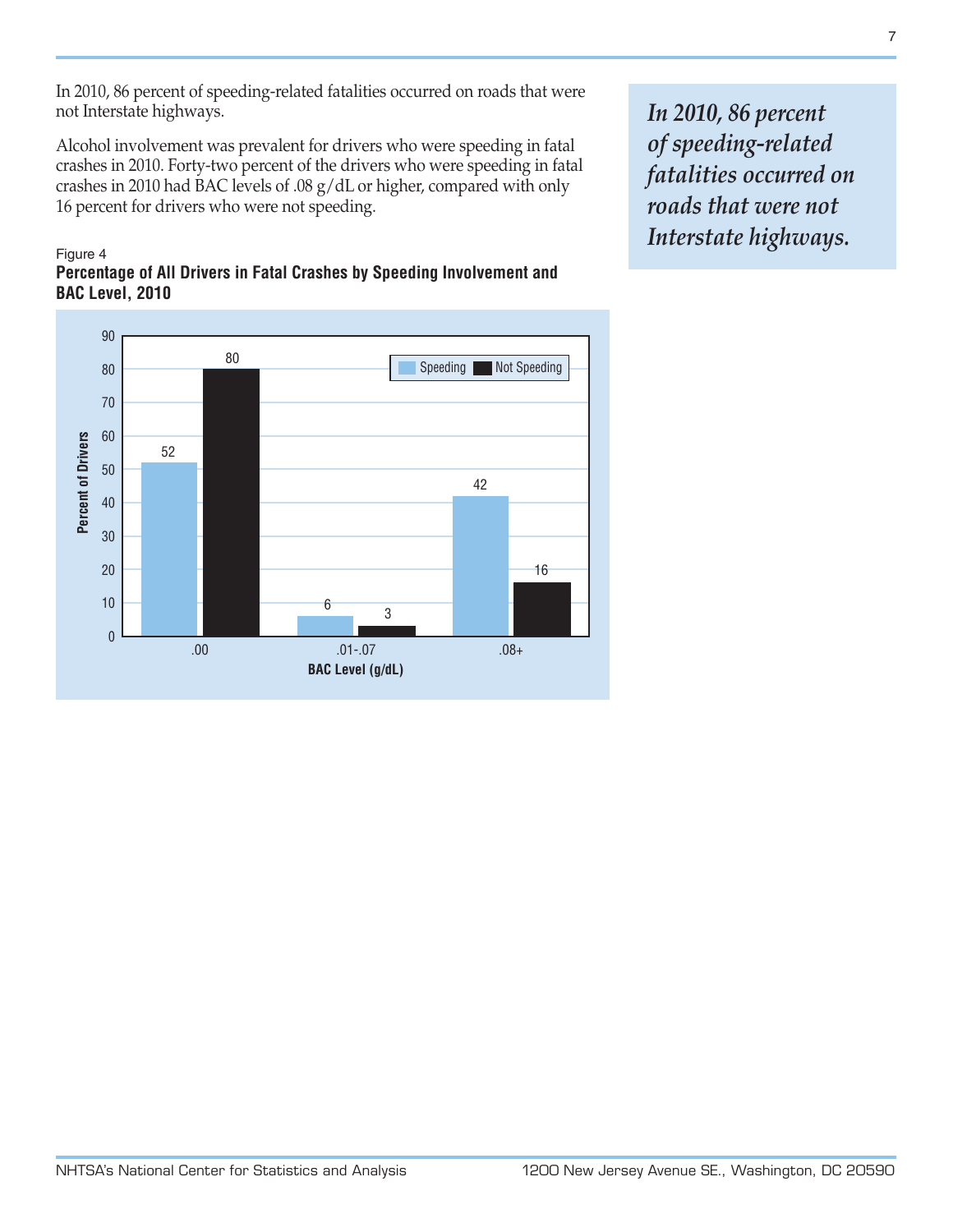In 2010, 86 percent of speeding-related fatalities occurred on roads that were not Interstate highways.

Alcohol involvement was prevalent for drivers who were speeding in fatal crashes in 2010. Forty-two percent of the drivers who were speeding in fatal crashes in 2010 had BAC levels of .08 g/dL or higher, compared with only 16 percent for drivers who were not speeding.

*In 2010, 86 percent of speeding-related fatalities occurred on roads that were not Interstate highways.*

Figure 4

**Percentage of All Drivers in Fatal Crashes by Speeding Involvement and BAC Level, 2010**

Percent of Drivers

90
80
70
60
50
40
30
20
10
0

Speeding
Not Speeding

52
80
6
3
42
16

.00
.01-.07
.08+

BAC Level (g/dL)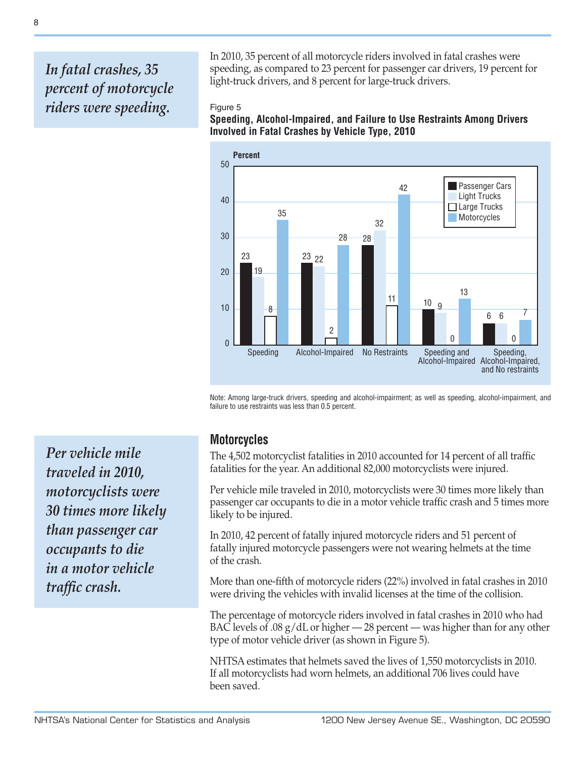*In fatal crashes, 35 percent of motorcycle riders were speeding.*

In 2010, 35 percent of all motorcycle riders involved in fatal crashes were speeding, as compared to 23 percent for passenger car drivers, 19 percent for light-truck drivers, and 8 percent for large-truck drivers.

Figure 5
**Speeding, Alcohol-Impaired, and Failure to Use Restraints Among Drivers Involved in Fatal Crashes by Vehicle Type, 2010**

Percent
50
40
30
20
10
0

Passenger Cars
Light Trucks
Large Trucks
Motorcycles

Speeding: 23, 19, 8, 35
Alcohol-Impaired: 23, 22, 2, 28
No Restraints: 28, 32, 11, 42
Speeding and Alcohol-Impaired: 10, 9, 0, 13
Speeding, Alcohol-Impaired, and No restraints: 6, 6, 0, 7

Note: Among large-truck drivers, speeding and alcohol-impairment; as well as speeding, alcohol-impairment, and failure to use restraints was less than 0.5 percent.

## Motorcycles

*Per vehicle mile traveled in 2010, motorcyclists were 30 times more likely than passenger car occupants to die in a motor vehicle traffic crash.*

The 4,502 motorcyclist fatalities in 2010 accounted for 14 percent of all traffic fatalities for the year. An additional 82,000 motorcyclists were injured.

Per vehicle mile traveled in 2010, motorcyclists were 30 times more likely than passenger car occupants to die in a motor vehicle traffic crash and 5 times more likely to be injured.

In 2010, 42 percent of fatally injured motorcycle riders and 51 percent of fatally injured motorcycle passengers were not wearing helmets at the time of the crash.

More than one-fifth of motorcycle riders (22%) involved in fatal crashes in 2010 were driving the vehicles with invalid licenses at the time of the collision.

The percentage of motorcycle riders involved in fatal crashes in 2010 who had BAC levels of .08 g/dL or higher — 28 percent — was higher than for any other type of motor vehicle driver (as shown in Figure 5).

NHTSA estimates that helmets saved the lives of 1,550 motorcyclists in 2010. If all motorcyclists had worn helmets, an additional 706 lives could have been saved.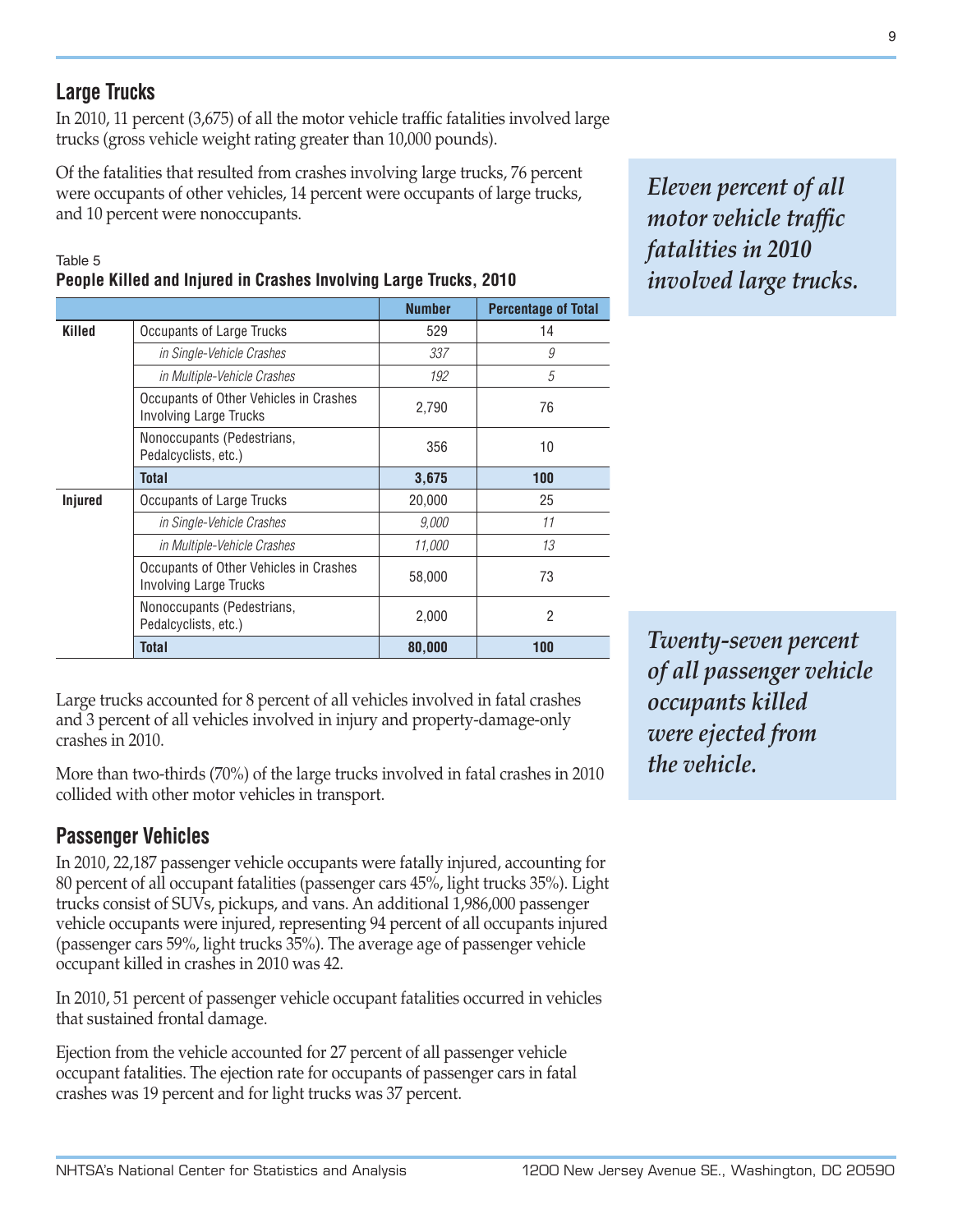## Large Trucks

In 2010, 11 percent (3,675) of all the motor vehicle traffic fatalities involved large trucks (gross vehicle weight rating greater than 10,000 pounds).

Of the fatalities that resulted from crashes involving large trucks, 76 percent were occupants of other vehicles, 14 percent were occupants of large trucks, and 10 percent were nonoccupants.

***Eleven percent of all motor vehicle traffic fatalities in 2010 involved large trucks.***

Table 5
**People Killed and Injured in Crashes Involving Large Trucks, 2010**

| | | Number | Percentage of Total |
|---|---|---|---|
| **Killed** | Occupants of Large Trucks | 529 | 14 |
| | *in Single-Vehicle Crashes* | *337* | *9* |
| | *in Multiple-Vehicle Crashes* | *192* | *5* |
| | Occupants of Other Vehicles in Crashes Involving Large Trucks | 2,790 | 76 |
| | Nonoccupants (Pedestrians, Pedalcyclists, etc.) | 356 | 10 |
| | **Total** | **3,675** | **100** |
| **Injured** | Occupants of Large Trucks | 20,000 | 25 |
| | *in Single-Vehicle Crashes* | *9,000* | *11* |
| | *in Multiple-Vehicle Crashes* | *11,000* | *13* |
| | Occupants of Other Vehicles in Crashes Involving Large Trucks | 58,000 | 73 |
| | Nonoccupants (Pedestrians, Pedalcyclists, etc.) | 2,000 | 2 |
| | **Total** | **80,000** | **100** |

Large trucks accounted for 8 percent of all vehicles involved in fatal crashes and 3 percent of all vehicles involved in injury and property-damage-only crashes in 2010.

More than two-thirds (70%) of the large trucks involved in fatal crashes in 2010 collided with other motor vehicles in transport.

## Passenger Vehicles

In 2010, 22,187 passenger vehicle occupants were fatally injured, accounting for 80 percent of all occupant fatalities (passenger cars 45%, light trucks 35%). Light trucks consist of SUVs, pickups, and vans. An additional 1,986,000 passenger vehicle occupants were injured, representing 94 percent of all occupants injured (passenger cars 59%, light trucks 35%). The average age of passenger vehicle occupant killed in crashes in 2010 was 42.

***Twenty-seven percent of all passenger vehicle occupants killed were ejected from the vehicle.***

In 2010, 51 percent of passenger vehicle occupant fatalities occurred in vehicles that sustained frontal damage.

Ejection from the vehicle accounted for 27 percent of all passenger vehicle occupant fatalities. The ejection rate for occupants of passenger cars in fatal crashes was 19 percent and for light trucks was 37 percent.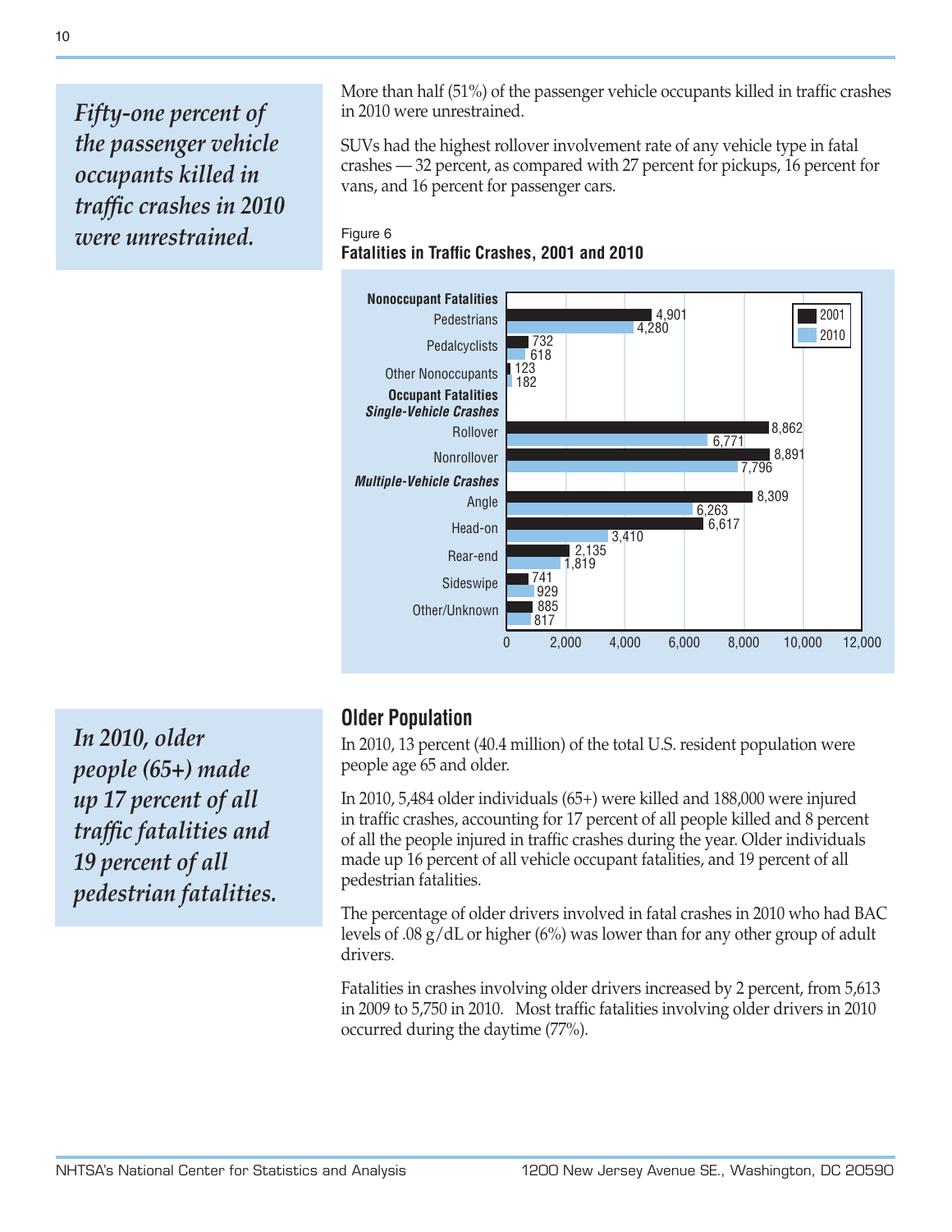*Fifty-one percent of the passenger vehicle occupants killed in traffic crashes in 2010 were unrestrained.*

More than half (51%) of the passenger vehicle occupants killed in traffic crashes in 2010 were unrestrained.

SUVs had the highest rollover involvement rate of any vehicle type in fatal crashes — 32 percent, as compared with 27 percent for pickups, 16 percent for vans, and 16 percent for passenger cars.

Figure 6
**Fatalities in Traffic Crashes, 2001 and 2010**

| | 2001 | 2010 |
|---|---|---|
| **Nonoccupant Fatalities** | | |
| Pedestrians | 4,901 | 4,280 |
| Pedalcyclists | 732 | 618 |
| Other Nonoccupants | 123 | 182 |
| **Occupant Fatalities** | | |
| ***Single-Vehicle Crashes*** | | |
| Rollover | 8,862 | 6,771 |
| Nonrollover | 8,891 | 7,796 |
| ***Multiple-Vehicle Crashes*** | | |
| Angle | 8,309 | 6,263 |
| Head-on | 6,617 | 3,410 |
| Rear-end | 2,135 | 1,819 |
| Sideswipe | 741 | 929 |
| Other/Unknown | 885 | 817 |

*In 2010, older people (65+) made up 17 percent of all traffic fatalities and 19 percent of all pedestrian fatalities.*

## Older Population

In 2010, 13 percent (40.4 million) of the total U.S. resident population were people age 65 and older.

In 2010, 5,484 older individuals (65+) were killed and 188,000 were injured in traffic crashes, accounting for 17 percent of all people killed and 8 percent of all the people injured in traffic crashes during the year. Older individuals made up 16 percent of all vehicle occupant fatalities, and 19 percent of all pedestrian fatalities.

The percentage of older drivers involved in fatal crashes in 2010 who had BAC levels of .08 g/dL or higher (6%) was lower than for any other group of adult drivers.

Fatalities in crashes involving older drivers increased by 2 percent, from 5,613 in 2009 to 5,750 in 2010. Most traffic fatalities involving older drivers in 2010 occurred during the daytime (77%).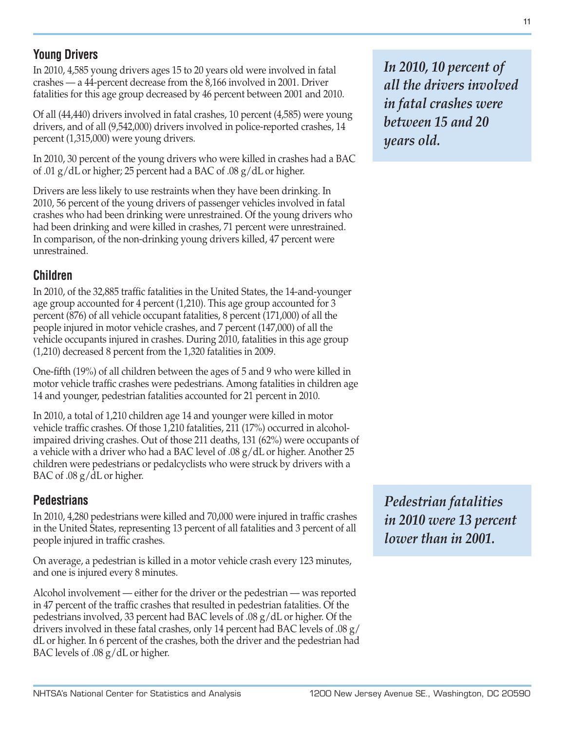## Young Drivers

In 2010, 4,585 young drivers ages 15 to 20 years old were involved in fatal crashes — a 44-percent decrease from the 8,166 involved in 2001. Driver fatalities for this age group decreased by 46 percent between 2001 and 2010.

Of all (44,440) drivers involved in fatal crashes, 10 percent (4,585) were young drivers, and of all (9,542,000) drivers involved in police-reported crashes, 14 percent (1,315,000) were young drivers.

In 2010, 30 percent of the young drivers who were killed in crashes had a BAC of .01 g/dL or higher; 25 percent had a BAC of .08 g/dL or higher.

Drivers are less likely to use restraints when they have been drinking. In 2010, 56 percent of the young drivers of passenger vehicles involved in fatal crashes who had been drinking were unrestrained. Of the young drivers who had been drinking and were killed in crashes, 71 percent were unrestrained. In comparison, of the non-drinking young drivers killed, 47 percent were unrestrained.

***In 2010, 10 percent of all the drivers involved in fatal crashes were between 15 and 20 years old.***

## Children

In 2010, of the 32,885 traffic fatalities in the United States, the 14-and-younger age group accounted for 4 percent (1,210). This age group accounted for 3 percent (876) of all vehicle occupant fatalities, 8 percent (171,000) of all the people injured in motor vehicle crashes, and 7 percent (147,000) of all the vehicle occupants injured in crashes. During 2010, fatalities in this age group (1,210) decreased 8 percent from the 1,320 fatalities in 2009.

One-fifth (19%) of all children between the ages of 5 and 9 who were killed in motor vehicle traffic crashes were pedestrians. Among fatalities in children age 14 and younger, pedestrian fatalities accounted for 21 percent in 2010.

In 2010, a total of 1,210 children age 14 and younger were killed in motor vehicle traffic crashes. Of those 1,210 fatalities, 211 (17%) occurred in alcohol-impaired driving crashes. Out of those 211 deaths, 131 (62%) were occupants of a vehicle with a driver who had a BAC level of .08 g/dL or higher. Another 25 children were pedestrians or pedalcyclists who were struck by drivers with a BAC of .08 g/dL or higher.

## Pedestrians

In 2010, 4,280 pedestrians were killed and 70,000 were injured in traffic crashes in the United States, representing 13 percent of all fatalities and 3 percent of all people injured in traffic crashes.

On average, a pedestrian is killed in a motor vehicle crash every 123 minutes, and one is injured every 8 minutes.

Alcohol involvement — either for the driver or the pedestrian — was reported in 47 percent of the traffic crashes that resulted in pedestrian fatalities. Of the pedestrians involved, 33 percent had BAC levels of .08 g/dL or higher. Of the drivers involved in these fatal crashes, only 14 percent had BAC levels of .08 g/dL or higher. In 6 percent of the crashes, both the driver and the pedestrian had BAC levels of .08 g/dL or higher.

***Pedestrian fatalities in 2010 were 13 percent lower than in 2001.***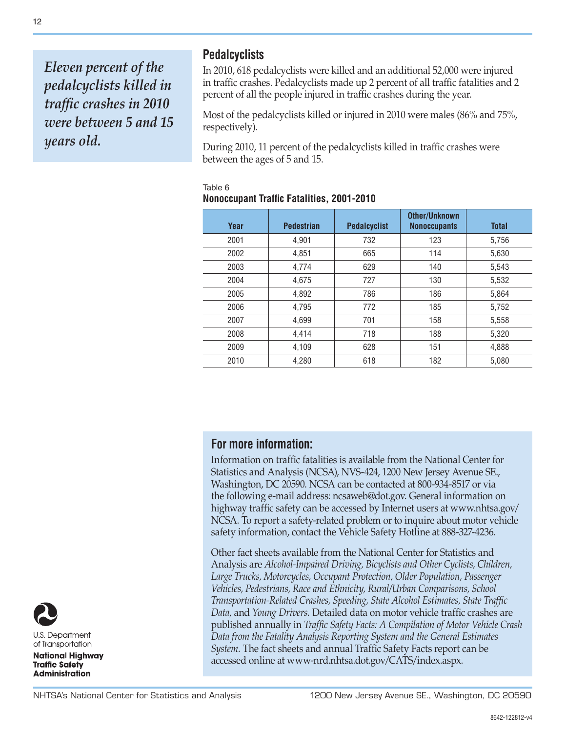*Eleven percent of the pedalcyclists killed in traffic crashes in 2010 were between 5 and 15 years old.*

## Pedalcyclists

In 2010, 618 pedalcyclists were killed and an additional 52,000 were injured in traffic crashes. Pedalcyclists made up 2 percent of all traffic fatalities and 2 percent of all the people injured in traffic crashes during the year.

Most of the pedalcyclists killed or injured in 2010 were males (86% and 75%, respectively).

During 2010, 11 percent of the pedalcyclists killed in traffic crashes were between the ages of 5 and 15.

Table 6
**Nonoccupant Traffic Fatalities, 2001-2010**

| Year | Pedestrian | Pedalcyclist | Other/Unknown Nonoccupants | Total |
|---|---|---|---|---|
| 2001 | 4,901 | 732 | 123 | 5,756 |
| 2002 | 4,851 | 665 | 114 | 5,630 |
| 2003 | 4,774 | 629 | 140 | 5,543 |
| 2004 | 4,675 | 727 | 130 | 5,532 |
| 2005 | 4,892 | 786 | 186 | 5,864 |
| 2006 | 4,795 | 772 | 185 | 5,752 |
| 2007 | 4,699 | 701 | 158 | 5,558 |
| 2008 | 4,414 | 718 | 188 | 5,320 |
| 2009 | 4,109 | 628 | 151 | 4,888 |
| 2010 | 4,280 | 618 | 182 | 5,080 |

## For more information:

Information on traffic fatalities is available from the National Center for Statistics and Analysis (NCSA), NVS-424, 1200 New Jersey Avenue SE., Washington, DC 20590. NCSA can be contacted at 800-934-8517 or via the following e-mail address: ncsaweb@dot.gov. General information on highway traffic safety can be accessed by Internet users at www.nhtsa.gov/NCSA. To report a safety-related problem or to inquire about motor vehicle safety information, contact the Vehicle Safety Hotline at 888-327-4236.

Other fact sheets available from the National Center for Statistics and Analysis are *Alcohol-Impaired Driving, Bicyclists and Other Cyclists, Children, Large Trucks, Motorcycles, Occupant Protection, Older Population, Passenger Vehicles, Pedestrians, Race and Ethnicity, Rural/Urban Comparisons, School Transportation-Related Crashes, Speeding, State Alcohol Estimates, State Traffic Data,* and *Young Drivers.* Detailed data on motor vehicle traffic crashes are published annually in *Traffic Safety Facts: A Compilation of Motor Vehicle Crash Data from the Fatality Analysis Reporting System and the General Estimates System.* The fact sheets and annual Traffic Safety Facts report can be accessed online at www-nrd.nhtsa.dot.gov/CATS/index.aspx.

U.S. Department of Transportation
**National Highway Traffic Safety Administration**

NHTSA's National Center for Statistics and Analysis 1200 New Jersey Avenue SE., Washington, DC 20590

8642-122812-v4